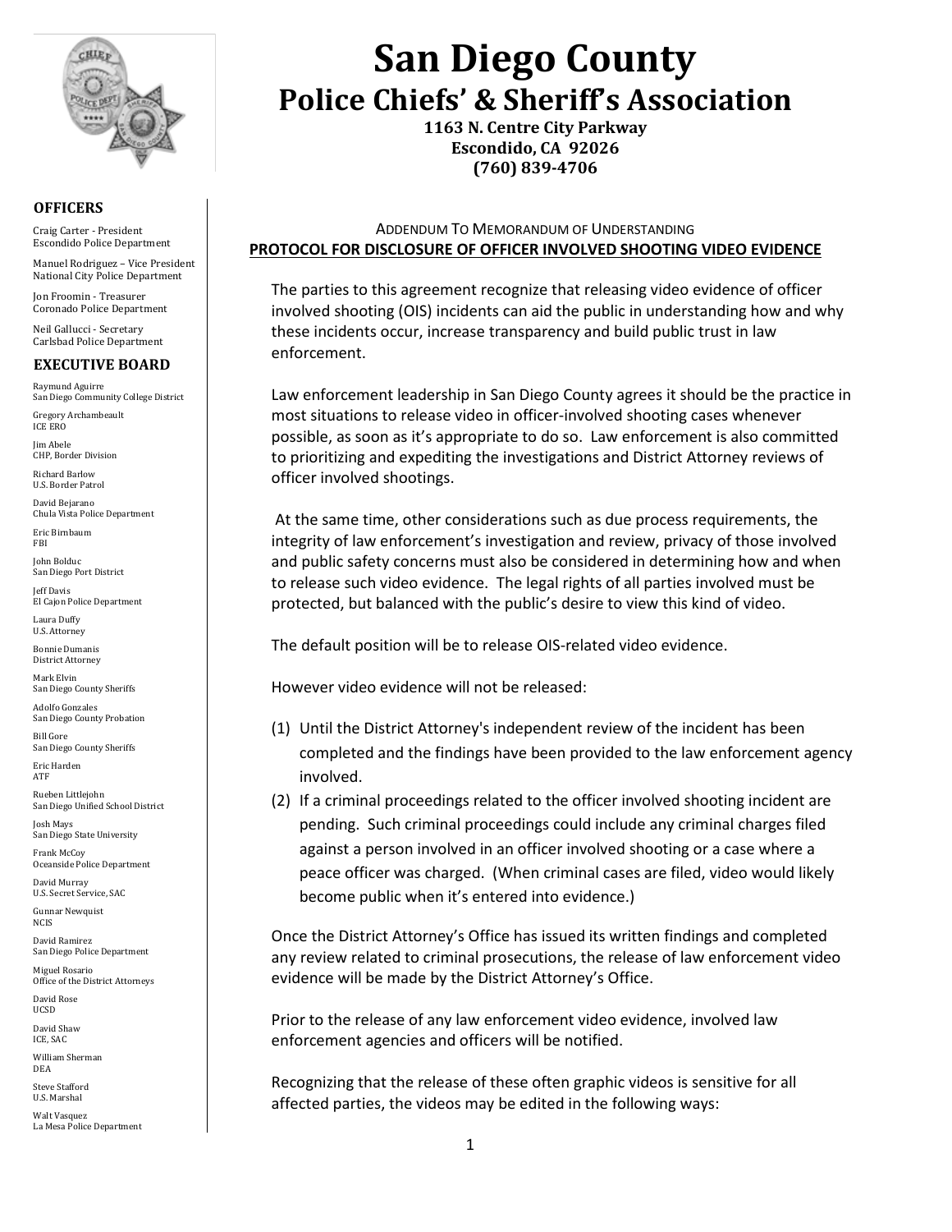# San Diego County
## Police Chiefs' & Sheriff's Association

**1163 N. Centre City Parkway**
**Escondido, CA 92026**
**(760) 839-4706**

**OFFICERS**

Craig Carter - President
Escondido Police Department

Manuel Rodriguez – Vice President
National City Police Department

Jon Froomin - Treasurer
Coronado Police Department

Neil Gallucci - Secretary
Carlsbad Police Department

**EXECUTIVE BOARD**

Raymund Aguirre
San Diego Community College District

Gregory Archambeault
ICE ERO

Jim Abele
CHP, Border Division

Richard Barlow
U.S. Border Patrol

David Bejarano
Chula Vista Police Department

Eric Birnbaum
FBI

John Bolduc
San Diego Port District

Jeff Davis
El Cajon Police Department

Laura Duffy
U.S. Attorney

Bonnie Dumanis
District Attorney

Mark Elvin
San Diego County Sheriffs

Adolfo Gonzales
San Diego County Probation

Bill Gore
San Diego County Sheriffs

Eric Harden
ATF

Rueben Littlejohn
San Diego Unified School District

Josh Mays
San Diego State University

Frank McCoy
Oceanside Police Department

David Murray
U.S. Secret Service, SAC

Gunnar Newquist
NCIS

David Ramirez
San Diego Police Department

Miguel Rosario
Office of the District Attorneys

David Rose
UCSD

David Shaw
ICE, SAC

William Sherman
DEA

Steve Stafford
U.S. Marshal

Walt Vasquez
La Mesa Police Department

ADDENDUM TO MEMORANDUM OF UNDERSTANDING

**PROTOCOL FOR DISCLOSURE OF OFFICER INVOLVED SHOOTING VIDEO EVIDENCE**

The parties to this agreement recognize that releasing video evidence of officer involved shooting (OIS) incidents can aid the public in understanding how and why these incidents occur, increase transparency and build public trust in law enforcement.

Law enforcement leadership in San Diego County agrees it should be the practice in most situations to release video in officer-involved shooting cases whenever possible, as soon as it's appropriate to do so. Law enforcement is also committed to prioritizing and expediting the investigations and District Attorney reviews of officer involved shootings.

At the same time, other considerations such as due process requirements, the integrity of law enforcement's investigation and review, privacy of those involved and public safety concerns must also be considered in determining how and when to release such video evidence. The legal rights of all parties involved must be protected, but balanced with the public's desire to view this kind of video.

The default position will be to release OIS-related video evidence.

However video evidence will not be released:

(1) Until the District Attorney's independent review of the incident has been completed and the findings have been provided to the law enforcement agency involved.
(2) If a criminal proceedings related to the officer involved shooting incident are pending. Such criminal proceedings could include any criminal charges filed against a person involved in an officer involved shooting or a case where a peace officer was charged. (When criminal cases are filed, video would likely become public when it's entered into evidence.)

Once the District Attorney's Office has issued its written findings and completed any review related to criminal prosecutions, the release of law enforcement video evidence will be made by the District Attorney's Office.

Prior to the release of any law enforcement video evidence, involved law enforcement agencies and officers will be notified.

Recognizing that the release of these often graphic videos is sensitive for all affected parties, the videos may be edited in the following ways: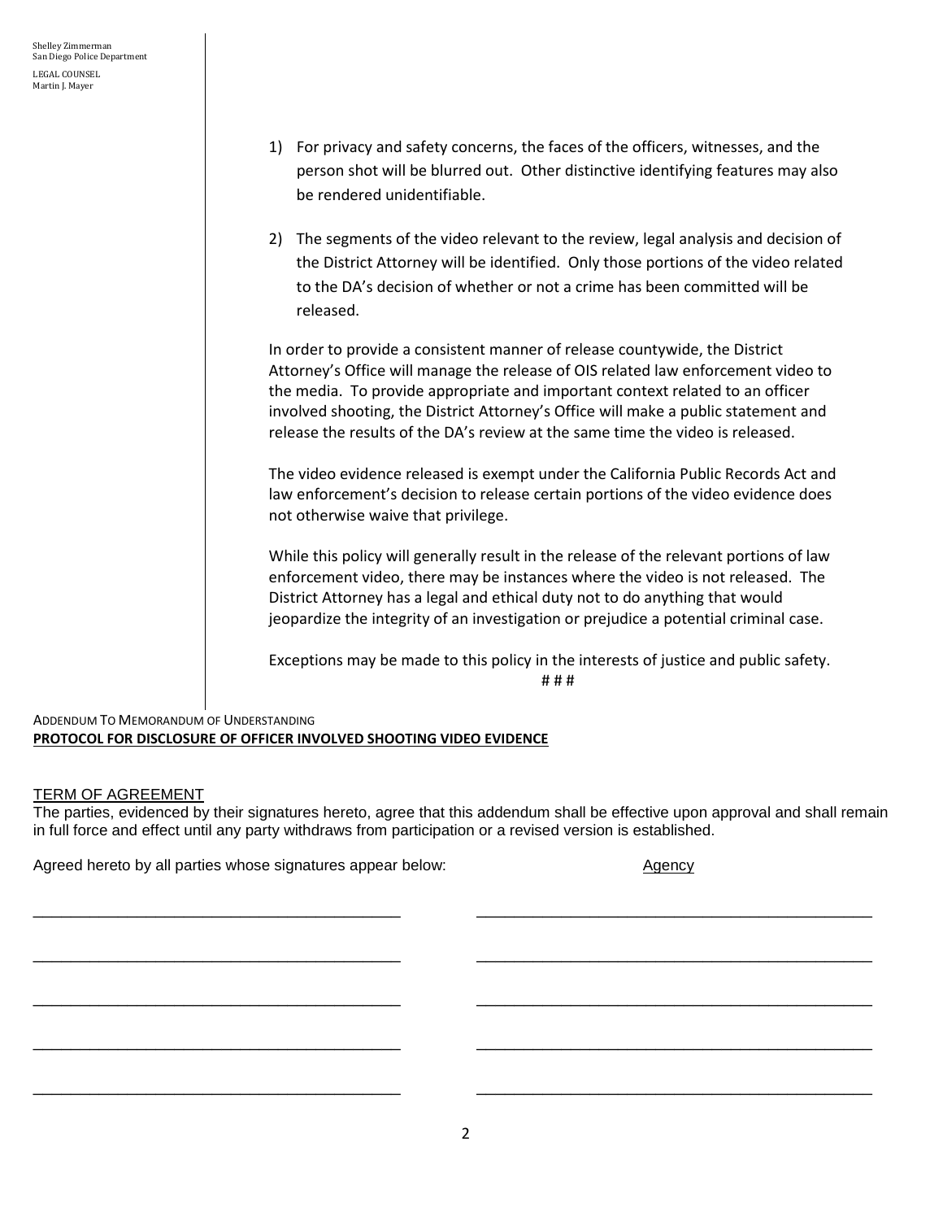Shelley Zimmerman
San Diego Police Department

LEGAL COUNSEL
Martin J. Mayer

1) For privacy and safety concerns, the faces of the officers, witnesses, and the person shot will be blurred out. Other distinctive identifying features may also be rendered unidentifiable.

2) The segments of the video relevant to the review, legal analysis and decision of the District Attorney will be identified. Only those portions of the video related to the DA's decision of whether or not a crime has been committed will be released.

In order to provide a consistent manner of release countywide, the District Attorney's Office will manage the release of OIS related law enforcement video to the media. To provide appropriate and important context related to an officer involved shooting, the District Attorney's Office will make a public statement and release the results of the DA's review at the same time the video is released.

The video evidence released is exempt under the California Public Records Act and law enforcement's decision to release certain portions of the video evidence does not otherwise waive that privilege.

While this policy will generally result in the release of the relevant portions of law enforcement video, there may be instances where the video is not released. The District Attorney has a legal and ethical duty not to do anything that would jeopardize the integrity of an investigation or prejudice a potential criminal case.

Exceptions may be made to this policy in the interests of justice and public safety.

# # #

ADDENDUM TO MEMORANDUM OF UNDERSTANDING
**PROTOCOL FOR DISCLOSURE OF OFFICER INVOLVED SHOOTING VIDEO EVIDENCE**

TERM OF AGREEMENT

The parties, evidenced by their signatures hereto, agree that this addendum shall be effective upon approval and shall remain in full force and effect until any party withdraws from participation or a revised version is established.

Agreed hereto by all parties whose signatures appear below: Agency

______________________________ ______________________________

______________________________ ______________________________

______________________________ ______________________________

______________________________ ______________________________

______________________________ ______________________________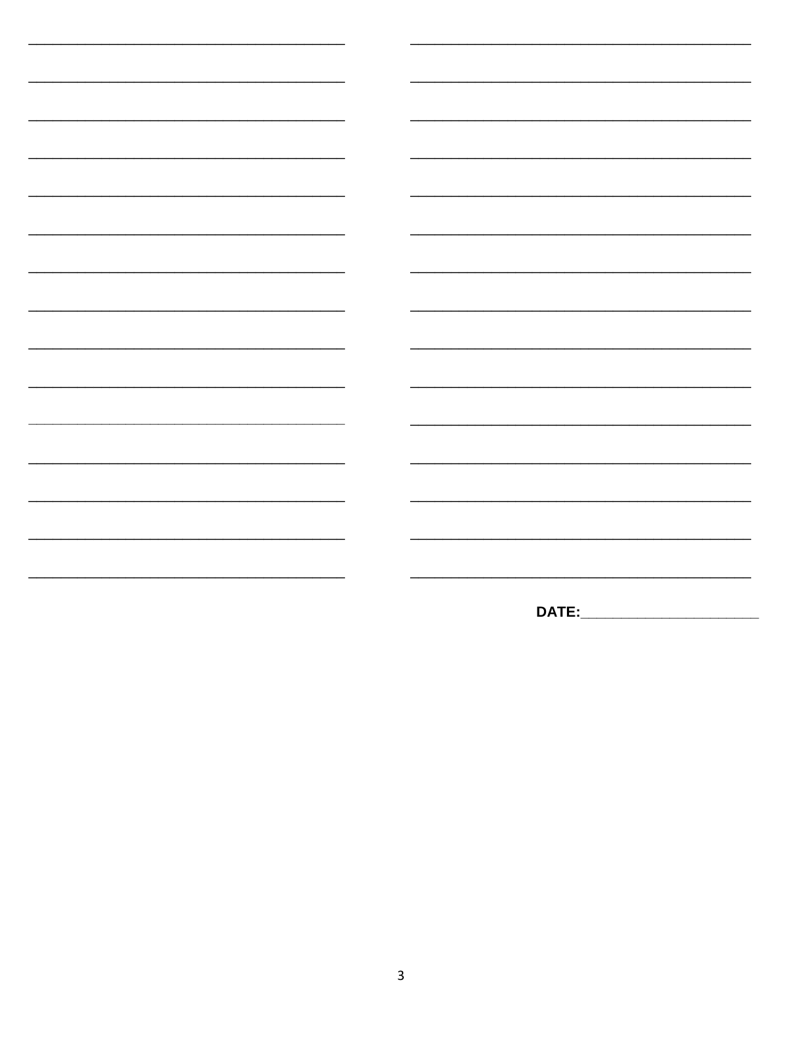DATE:______________________